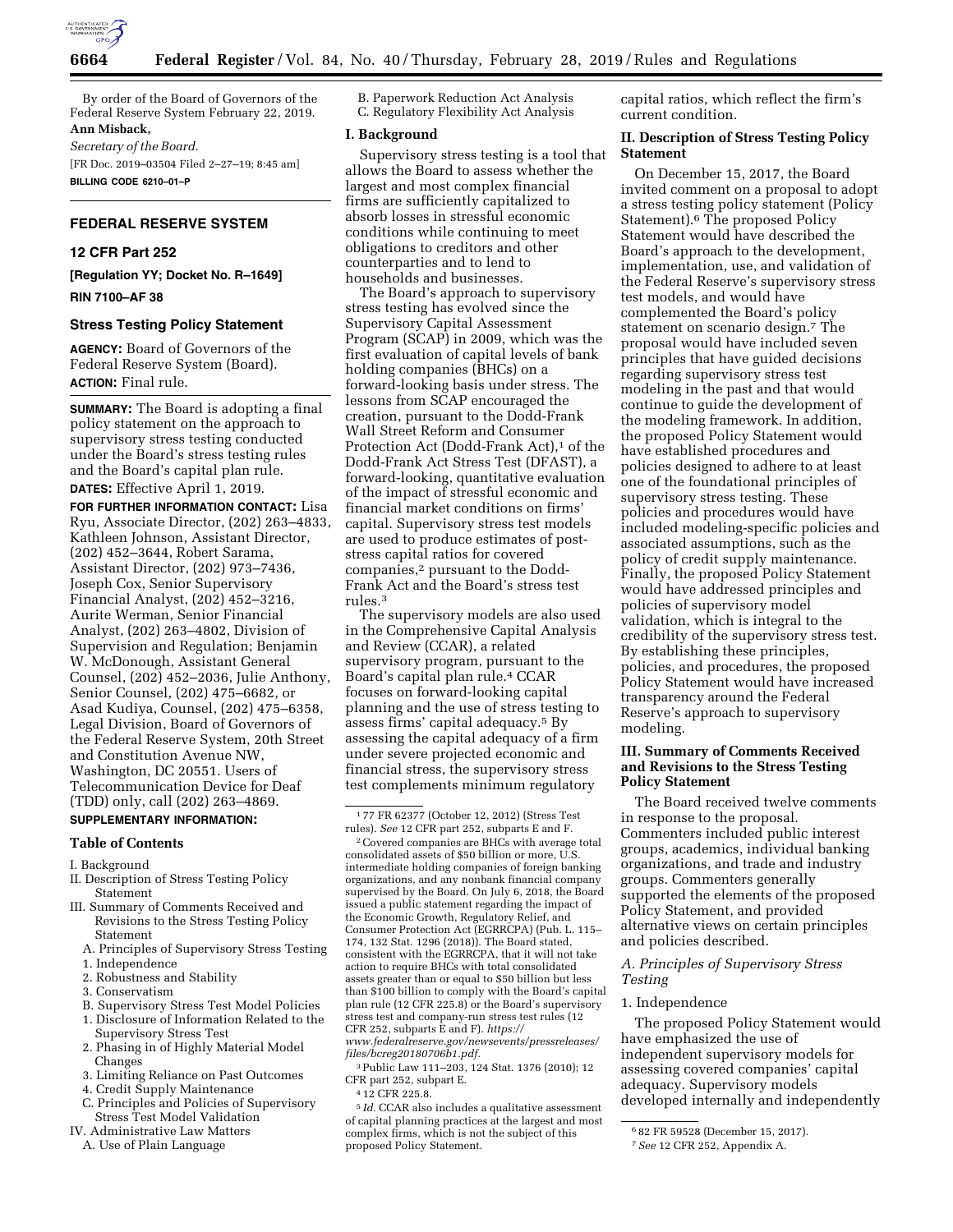By order of the Board of Governors of the Federal Reserve System February 22, 2019.

**Ann Misback,**

*Secretary of the Board.*

[FR Doc. 2019–03504 Filed 2–27–19; 8:45 am]

**BILLING CODE 6210–01–P**

## FEDERAL RESERVE SYSTEM

### 12 CFR Part 252

**[Regulation YY; Docket No. R–1649]**

**RIN 7100–AF 38**

### Stress Testing Policy Statement

**AGENCY:** Board of Governors of the Federal Reserve System (Board).

**ACTION:** Final rule.

**SUMMARY:** The Board is adopting a final policy statement on the approach to supervisory stress testing conducted under the Board's stress testing rules and the Board's capital plan rule.

**DATES:** Effective April 1, 2019.

**FOR FURTHER INFORMATION CONTACT:** Lisa Ryu, Associate Director, (202) 263–4833, Kathleen Johnson, Assistant Director, (202) 452–3644, Robert Sarama, Assistant Director, (202) 973–7436, Joseph Cox, Senior Supervisory Financial Analyst, (202) 452–3216, Aurite Werman, Senior Financial Analyst, (202) 263–4802, Division of Supervision and Regulation; Benjamin W. McDonough, Assistant General Counsel, (202) 452–2036, Julie Anthony, Senior Counsel, (202) 475–6682, or Asad Kudiya, Counsel, (202) 475–6358, Legal Division, Board of Governors of the Federal Reserve System, 20th Street and Constitution Avenue NW, Washington, DC 20551. Users of Telecommunication Device for Deaf (TDD) only, call (202) 263–4869.

**SUPPLEMENTARY INFORMATION:**

#### Table of Contents

I. Background
II. Description of Stress Testing Policy Statement
III. Summary of Comments Received and Revisions to the Stress Testing Policy Statement
  A. Principles of Supervisory Stress Testing
  1. Independence
  2. Robustness and Stability
  3. Conservatism
  B. Supervisory Stress Test Model Policies
  1. Disclosure of Information Related to the Supervisory Stress Test
  2. Phasing in of Highly Material Model Changes
  3. Limiting Reliance on Past Outcomes
  4. Credit Supply Maintenance
  C. Principles and Policies of Supervisory Stress Test Model Validation
IV. Administrative Law Matters
  A. Use of Plain Language
  B. Paperwork Reduction Act Analysis
  C. Regulatory Flexibility Act Analysis

#### I. Background

Supervisory stress testing is a tool that allows the Board to assess whether the largest and most complex financial firms are sufficiently capitalized to absorb losses in stressful economic conditions while continuing to meet obligations to creditors and other counterparties and to lend to households and businesses.

The Board's approach to supervisory stress testing has evolved since the Supervisory Capital Assessment Program (SCAP) in 2009, which was the first evaluation of capital levels of bank holding companies (BHCs) on a forward-looking basis under stress. The lessons from SCAP encouraged the creation, pursuant to the Dodd-Frank Wall Street Reform and Consumer Protection Act (Dodd-Frank Act),[1] of the Dodd-Frank Act Stress Test (DFAST), a forward-looking, quantitative evaluation of the impact of stressful economic and financial market conditions on firms' capital. Supervisory stress test models are used to produce estimates of post-stress capital ratios for covered companies,[2] pursuant to the Dodd-Frank Act and the Board's stress test rules.[3]

The supervisory models are also used in the Comprehensive Capital Analysis and Review (CCAR), a related supervisory program, pursuant to the Board's capital plan rule.[4] CCAR focuses on forward-looking capital planning and the use of stress testing to assess firms' capital adequacy.[5] By assessing the capital adequacy of a firm under severe projected economic and financial stress, the supervisory stress test complements minimum regulatory capital ratios, which reflect the firm's current condition.

#### II. Description of Stress Testing Policy Statement

On December 15, 2017, the Board invited comment on a proposal to adopt a stress testing policy statement (Policy Statement).[6] The proposed Policy Statement would have described the Board's approach to the development, implementation, use, and validation of the Federal Reserve's supervisory stress test models, and would have complemented the Board's policy statement on scenario design.[7] The proposal would have included seven principles that have guided decisions regarding supervisory stress test modeling in the past and that would continue to guide the development of the modeling framework. In addition, the proposed Policy Statement would have established procedures and policies designed to adhere to at least one of the foundational principles of supervisory stress testing. These policies and procedures would have included modeling-specific policies and associated assumptions, such as the policy of credit supply maintenance. Finally, the proposed Policy Statement would have addressed principles and policies of supervisory model validation, which is integral to the credibility of the supervisory stress test. By establishing these principles, policies, and procedures, the proposed Policy Statement would have increased transparency around the Federal Reserve's approach to supervisory modeling.

#### III. Summary of Comments Received and Revisions to the Stress Testing Policy Statement

The Board received twelve comments in response to the proposal. Commenters included public interest groups, academics, individual banking organizations, and trade and industry groups. Commenters generally supported the elements of the proposed Policy Statement, and provided alternative views on certain principles and policies described.

##### *A. Principles of Supervisory Stress Testing*

1. Independence

The proposed Policy Statement would have emphasized the use of independent supervisory models for assessing covered companies' capital adequacy. Supervisory models developed internally and independently

---

[1] 77 FR 62377 (October 12, 2012) (Stress Test rules). *See* 12 CFR part 252, subparts E and F.

[2] Covered companies are BHCs with average total consolidated assets of $50 billion or more, U.S. intermediate holding companies of foreign banking organizations, and any nonbank financial company supervised by the Board. On July 6, 2018, the Board issued a public statement regarding the impact of the Economic Growth, Regulatory Relief, and Consumer Protection Act (EGRRCPA) (Pub. L. 115–174, 132 Stat. 1296 (2018)). The Board stated, consistent with the EGRRCPA, that it will not take action to require BHCs with total consolidated assets greater than or equal to $50 billion but less than $100 billion to comply with the Board's capital plan rule (12 CFR 225.8) or the Board's supervisory stress test and company-run stress test rules (12 CFR 252, subparts E and F). *https://www.federalreserve.gov/newsevents/pressreleases/files/bcreg20180706b1.pdf.*

[3] Public Law 111–203, 124 Stat. 1376 (2010); 12 CFR part 252, subpart E.

[4] 12 CFR 225.8.

[5] *Id.* CCAR also includes a qualitative assessment of capital planning practices at the largest and most complex firms, which is not the subject of this proposed Policy Statement.

[6] 82 FR 59528 (December 15, 2017).

[7] *See* 12 CFR 252, Appendix A.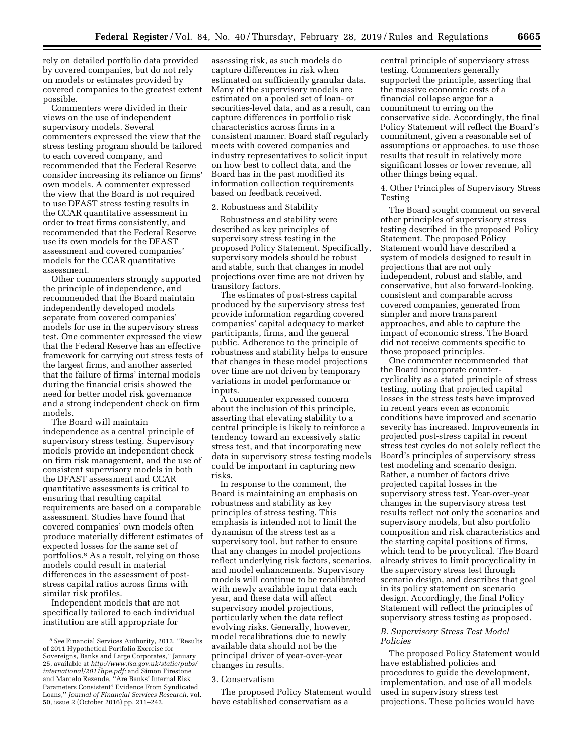rely on detailed portfolio data provided by covered companies, but do not rely on models or estimates provided by covered companies to the greatest extent possible.

Commenters were divided in their views on the use of independent supervisory models. Several commenters expressed the view that the stress testing program should be tailored to each covered company, and recommended that the Federal Reserve consider increasing its reliance on firms' own models. A commenter expressed the view that the Board is not required to use DFAST stress testing results in the CCAR quantitative assessment in order to treat firms consistently, and recommended that the Federal Reserve use its own models for the DFAST assessment and covered companies' models for the CCAR quantitative assessment.

Other commenters strongly supported the principle of independence, and recommended that the Board maintain independently developed models separate from covered companies' models for use in the supervisory stress test. One commenter expressed the view that the Federal Reserve has an effective framework for carrying out stress tests of the largest firms, and another asserted that the failure of firms' internal models during the financial crisis showed the need for better model risk governance and a strong independent check on firm models.

The Board will maintain independence as a central principle of supervisory stress testing. Supervisory models provide an independent check on firm risk management, and the use of consistent supervisory models in both the DFAST assessment and CCAR quantitative assessments is critical to ensuring that resulting capital requirements are based on a comparable assessment. Studies have found that covered companies' own models often produce materially different estimates of expected losses for the same set of portfolios.[8] As a result, relying on those models could result in material differences in the assessment of post-stress capital ratios across firms with similar risk profiles.

Independent models that are not specifically tailored to each individual institution are still appropriate for assessing risk, as such models do capture differences in risk when estimated on sufficiently granular data. Many of the supervisory models are estimated on a pooled set of loan- or securities-level data, and as a result, can capture differences in portfolio risk characteristics across firms in a consistent manner. Board staff regularly meets with covered companies and industry representatives to solicit input on how best to collect data, and the Board has in the past modified its information collection requirements based on feedback received.

2. Robustness and Stability

Robustness and stability were described as key principles of supervisory stress testing in the proposed Policy Statement. Specifically, supervisory models should be robust and stable, such that changes in model projections over time are not driven by transitory factors.

The estimates of post-stress capital produced by the supervisory stress test provide information regarding covered companies' capital adequacy to market participants, firms, and the general public. Adherence to the principle of robustness and stability helps to ensure that changes in these model projections over time are not driven by temporary variations in model performance or inputs.

A commenter expressed concern about the inclusion of this principle, asserting that elevating stability to a central principle is likely to reinforce a tendency toward an excessively static stress test, and that incorporating new data in supervisory stress testing models could be important in capturing new risks.

In response to the comment, the Board is maintaining an emphasis on robustness and stability as key principles of stress testing. This emphasis is intended not to limit the dynamism of the stress test as a supervisory tool, but rather to ensure that any changes in model projections reflect underlying risk factors, scenarios, and model enhancements. Supervisory models will continue to be recalibrated with newly available input data each year, and these data will affect supervisory model projections, particularly when the data reflect evolving risks. Generally, however, model recalibrations due to newly available data should not be the principal driver of year-over-year changes in results.

3. Conservatism

The proposed Policy Statement would have established conservatism as a central principle of supervisory stress testing. Commenters generally supported the principle, asserting that the massive economic costs of a financial collapse argue for a commitment to erring on the conservative side. Accordingly, the final Policy Statement will reflect the Board's commitment, given a reasonable set of assumptions or approaches, to use those results that result in relatively more significant losses or lower revenue, all other things being equal.

4. Other Principles of Supervisory Stress Testing

The Board sought comment on several other principles of supervisory stress testing described in the proposed Policy Statement. The proposed Policy Statement would have described a system of models designed to result in projections that are not only independent, robust and stable, and conservative, but also forward-looking, consistent and comparable across covered companies, generated from simpler and more transparent approaches, and able to capture the impact of economic stress. The Board did not receive comments specific to those proposed principles.

One commenter recommended that the Board incorporate counter-cyclicality as a stated principle of stress testing, noting that projected capital losses in the stress tests have improved in recent years even as economic conditions have improved and scenario severity has increased. Improvements in projected post-stress capital in recent stress test cycles do not solely reflect the Board's principles of supervisory stress test modeling and scenario design. Rather, a number of factors drive projected capital losses in the supervisory stress test. Year-over-year changes in the supervisory stress test results reflect not only the scenarios and supervisory models, but also portfolio composition and risk characteristics and the starting capital positions of firms, which tend to be procyclical. The Board already strives to limit procyclicality in the supervisory stress test through scenario design, and describes that goal in its policy statement on scenario design. Accordingly, the final Policy Statement will reflect the principles of supervisory stress testing as proposed.

*B. Supervisory Stress Test Model Policies*

The proposed Policy Statement would have established policies and procedures to guide the development, implementation, and use of all models used in supervisory stress test projections. These policies would have

---

[8] *See* Financial Services Authority, 2012, "Results of 2011 Hypothetical Portfolio Exercise for Sovereigns, Banks and Large Corporates," January 25, available at *http://www.fsa.gov.uk/static/pubs/international/2011hpe.pdf;* and Simon Firestone and Marcelo Rezende, "Are Banks' Internal Risk Parameters Consistent? Evidence From Syndicated Loans," *Journal of Financial Services Research,* vol. 50, issue 2 (October 2016) pp. 211–242.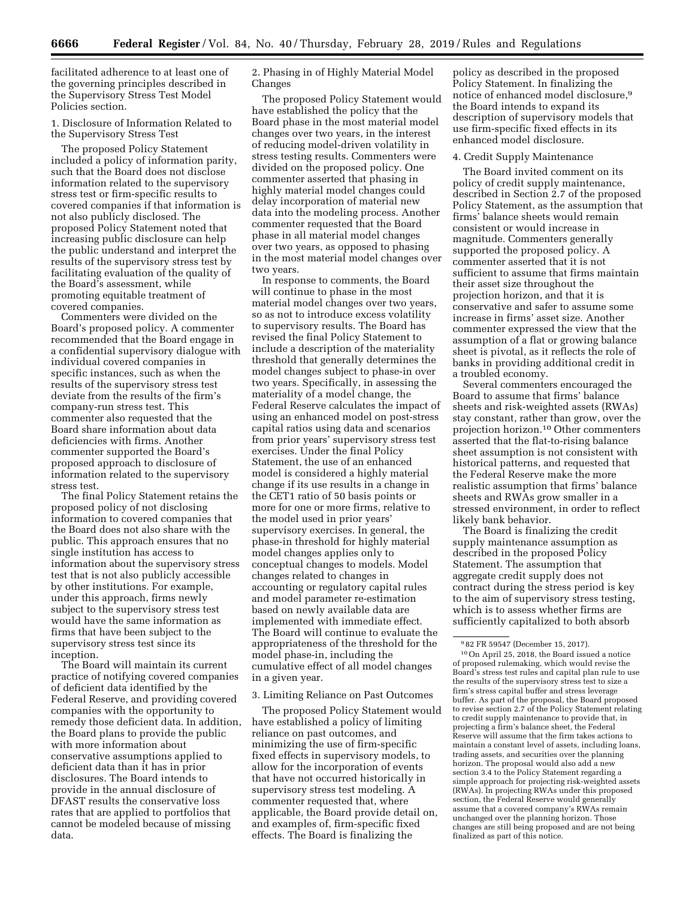facilitated adherence to at least one of the governing principles described in the Supervisory Stress Test Model Policies section.

1. Disclosure of Information Related to the Supervisory Stress Test

The proposed Policy Statement included a policy of information parity, such that the Board does not disclose information related to the supervisory stress test or firm-specific results to covered companies if that information is not also publicly disclosed. The proposed Policy Statement noted that increasing public disclosure can help the public understand and interpret the results of the supervisory stress test by facilitating evaluation of the quality of the Board's assessment, while promoting equitable treatment of covered companies.

Commenters were divided on the Board's proposed policy. A commenter recommended that the Board engage in a confidential supervisory dialogue with individual covered companies in specific instances, such as when the results of the supervisory stress test deviate from the results of the firm's company-run stress test. This commenter also requested that the Board share information about data deficiencies with firms. Another commenter supported the Board's proposed approach to disclosure of information related to the supervisory stress test.

The final Policy Statement retains the proposed policy of not disclosing information to covered companies that the Board does not also share with the public. This approach ensures that no single institution has access to information about the supervisory stress test that is not also publicly accessible by other institutions. For example, under this approach, firms newly subject to the supervisory stress test would have the same information as firms that have been subject to the supervisory stress test since its inception.

The Board will maintain its current practice of notifying covered companies of deficient data identified by the Federal Reserve, and providing covered companies with the opportunity to remedy those deficient data. In addition, the Board plans to provide the public with more information about conservative assumptions applied to deficient data than it has in prior disclosures. The Board intends to provide in the annual disclosure of DFAST results the conservative loss rates that are applied to portfolios that cannot be modeled because of missing data.

2. Phasing in of Highly Material Model Changes

The proposed Policy Statement would have established the policy that the Board phase in the most material model changes over two years, in the interest of reducing model-driven volatility in stress testing results. Commenters were divided on the proposed policy. One commenter asserted that phasing in highly material model changes could delay incorporation of material new data into the modeling process. Another commenter requested that the Board phase in all material model changes over two years, as opposed to phasing in the most material model changes over two years.

In response to comments, the Board will continue to phase in the most material model changes over two years, so as not to introduce excess volatility to supervisory results. The Board has revised the final Policy Statement to include a description of the materiality threshold that generally determines the model changes subject to phase-in over two years. Specifically, in assessing the materiality of a model change, the Federal Reserve calculates the impact of using an enhanced model on post-stress capital ratios using data and scenarios from prior years' supervisory stress test exercises. Under the final Policy Statement, the use of an enhanced model is considered a highly material change if its use results in a change in the CET1 ratio of 50 basis points or more for one or more firms, relative to the model used in prior years' supervisory exercises. In general, the phase-in threshold for highly material model changes applies only to conceptual changes to models. Model changes related to changes in accounting or regulatory capital rules and model parameter re-estimation based on newly available data are implemented with immediate effect. The Board will continue to evaluate the appropriateness of the threshold for the model phase-in, including the cumulative effect of all model changes in a given year.

3. Limiting Reliance on Past Outcomes

The proposed Policy Statement would have established a policy of limiting reliance on past outcomes, and minimizing the use of firm-specific fixed effects in supervisory models, to allow for the incorporation of events that have not occurred historically in supervisory stress test modeling. A commenter requested that, where applicable, the Board provide detail on, and examples of, firm-specific fixed effects. The Board is finalizing the policy as described in the proposed Policy Statement. In finalizing the notice of enhanced model disclosure,[9] the Board intends to expand its description of supervisory models that use firm-specific fixed effects in its enhanced model disclosure.

4. Credit Supply Maintenance

The Board invited comment on its policy of credit supply maintenance, described in Section 2.7 of the proposed Policy Statement, as the assumption that firms' balance sheets would remain consistent or would increase in magnitude. Commenters generally supported the proposed policy. A commenter asserted that it is not sufficient to assume that firms maintain their asset size throughout the projection horizon, and that it is conservative and safer to assume some increase in firms' asset size. Another commenter expressed the view that the assumption of a flat or growing balance sheet is pivotal, as it reflects the role of banks in providing additional credit in a troubled economy.

Several commenters encouraged the Board to assume that firms' balance sheets and risk-weighted assets (RWAs) stay constant, rather than grow, over the projection horizon.[10] Other commenters asserted that the flat-to-rising balance sheet assumption is not consistent with historical patterns, and requested that the Federal Reserve make the more realistic assumption that firms' balance sheets and RWAs grow smaller in a stressed environment, in order to reflect likely bank behavior.

The Board is finalizing the credit supply maintenance assumption as described in the proposed Policy Statement. The assumption that aggregate credit supply does not contract during the stress period is key to the aim of supervisory stress testing, which is to assess whether firms are sufficiently capitalized to both absorb

---

[9] 82 FR 59547 (December 15, 2017).

[10] On April 25, 2018, the Board issued a notice of proposed rulemaking, which would revise the Board's stress test rules and capital plan rule to use the results of the supervisory stress test to size a firm's stress capital buffer and stress leverage buffer. As part of the proposal, the Board proposed to revise section 2.7 of the Policy Statement relating to credit supply maintenance to provide that, in projecting a firm's balance sheet, the Federal Reserve will assume that the firm takes actions to maintain a constant level of assets, including loans, trading assets, and securities over the planning horizon. The proposal would also add a new section 3.4 to the Policy Statement regarding a simple approach for projecting risk-weighted assets (RWAs). In projecting RWAs under this proposed section, the Federal Reserve would generally assume that a covered company's RWAs remain unchanged over the planning horizon. Those changes are still being proposed and are not being finalized as part of this notice.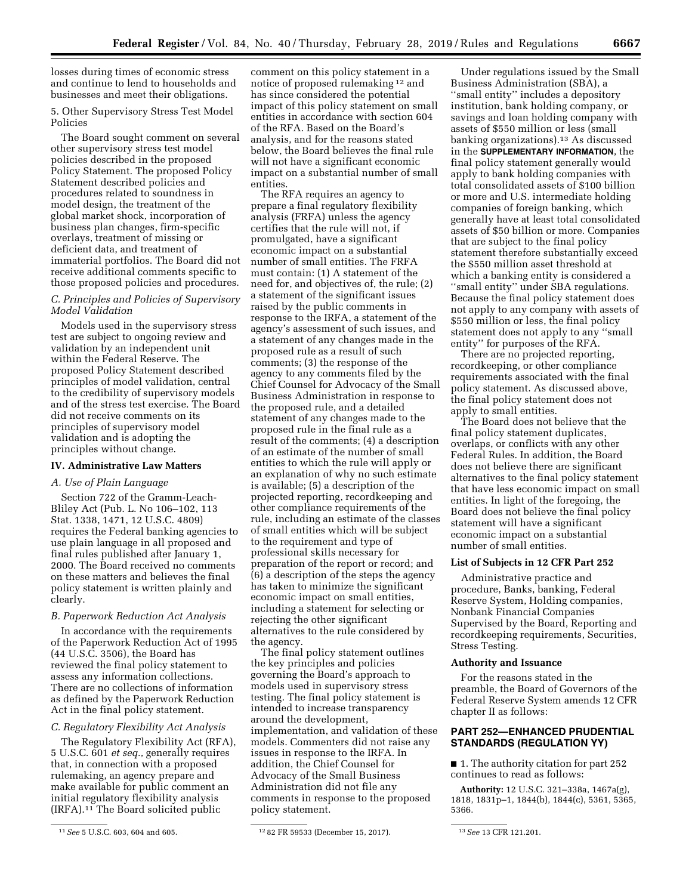losses during times of economic stress and continue to lend to households and businesses and meet their obligations.

5. Other Supervisory Stress Test Model Policies

The Board sought comment on several other supervisory stress test model policies described in the proposed Policy Statement. The proposed Policy Statement described policies and procedures related to soundness in model design, the treatment of the global market shock, incorporation of business plan changes, firm-specific overlays, treatment of missing or deficient data, and treatment of immaterial portfolios. The Board did not receive additional comments specific to those proposed policies and procedures.

### *C. Principles and Policies of Supervisory Model Validation*

Models used in the supervisory stress test are subject to ongoing review and validation by an independent unit within the Federal Reserve. The proposed Policy Statement described principles of model validation, central to the credibility of supervisory models and of the stress test exercise. The Board did not receive comments on its principles of supervisory model validation and is adopting the principles without change.

## IV. Administrative Law Matters

### *A. Use of Plain Language*

Section 722 of the Gramm-Leach-Bliley Act (Pub. L. No 106–102, 113 Stat. 1338, 1471, 12 U.S.C. 4809) requires the Federal banking agencies to use plain language in all proposed and final rules published after January 1, 2000. The Board received no comments on these matters and believes the final policy statement is written plainly and clearly.

### *B. Paperwork Reduction Act Analysis*

In accordance with the requirements of the Paperwork Reduction Act of 1995 (44 U.S.C. 3506), the Board has reviewed the final policy statement to assess any information collections. There are no collections of information as defined by the Paperwork Reduction Act in the final policy statement.

### *C. Regulatory Flexibility Act Analysis*

The Regulatory Flexibility Act (RFA), 5 U.S.C. 601 *et seq.,* generally requires that, in connection with a proposed rulemaking, an agency prepare and make available for public comment an initial regulatory flexibility analysis (IRFA).[11] The Board solicited public comment on this policy statement in a notice of proposed rulemaking[12] and has since considered the potential impact of this policy statement on small entities in accordance with section 604 of the RFA. Based on the Board's analysis, and for the reasons stated below, the Board believes the final rule will not have a significant economic impact on a substantial number of small entities.

The RFA requires an agency to prepare a final regulatory flexibility analysis (FRFA) unless the agency certifies that the rule will not, if promulgated, have a significant economic impact on a substantial number of small entities. The FRFA must contain: (1) A statement of the need for, and objectives of, the rule; (2) a statement of the significant issues raised by the public comments in response to the IRFA, a statement of the agency's assessment of such issues, and a statement of any changes made in the proposed rule as a result of such comments; (3) the response of the agency to any comments filed by the Chief Counsel for Advocacy of the Small Business Administration in response to the proposed rule, and a detailed statement of any changes made to the proposed rule in the final rule as a result of the comments; (4) a description of an estimate of the number of small entities to which the rule will apply or an explanation of why no such estimate is available; (5) a description of the projected reporting, recordkeeping and other compliance requirements of the rule, including an estimate of the classes of small entities which will be subject to the requirement and type of professional skills necessary for preparation of the report or record; and (6) a description of the steps the agency has taken to minimize the significant economic impact on small entities, including a statement for selecting or rejecting the other significant alternatives to the rule considered by the agency.

The final policy statement outlines the key principles and policies governing the Board's approach to models used in supervisory stress testing. The final policy statement is intended to increase transparency around the development, implementation, and validation of these models. Commenters did not raise any issues in response to the IRFA. In addition, the Chief Counsel for Advocacy of the Small Business Administration did not file any comments in response to the proposed policy statement.

Under regulations issued by the Small Business Administration (SBA), a ''small entity'' includes a depository institution, bank holding company, or savings and loan holding company with assets of $550 million or less (small banking organizations).[13] As discussed in the **SUPPLEMENTARY INFORMATION**, the final policy statement generally would apply to bank holding companies with total consolidated assets of $100 billion or more and U.S. intermediate holding companies of foreign banking, which generally have at least total consolidated assets of $50 billion or more. Companies that are subject to the final policy statement therefore substantially exceed the $550 million asset threshold at which a banking entity is considered a ''small entity'' under SBA regulations. Because the final policy statement does not apply to any company with assets of $550 million or less, the final policy statement does not apply to any ''small entity'' for purposes of the RFA.

There are no projected reporting, recordkeeping, or other compliance requirements associated with the final policy statement. As discussed above, the final policy statement does not apply to small entities.

The Board does not believe that the final policy statement duplicates, overlaps, or conflicts with any other Federal Rules. In addition, the Board does not believe there are significant alternatives to the final policy statement that have less economic impact on small entities. In light of the foregoing, the Board does not believe the final policy statement will have a significant economic impact on a substantial number of small entities.

### List of Subjects in 12 CFR Part 252

Administrative practice and procedure, Banks, banking, Federal Reserve System, Holding companies, Nonbank Financial Companies Supervised by the Board, Reporting and recordkeeping requirements, Securities, Stress Testing.

### Authority and Issuance

For the reasons stated in the preamble, the Board of Governors of the Federal Reserve System amends 12 CFR chapter II as follows:

## PART 252—ENHANCED PRUDENTIAL STANDARDS (REGULATION YY)

■ 1. The authority citation for part 252 continues to read as follows:

**Authority:** 12 U.S.C. 321–338a, 1467a(g), 1818, 1831p–1, 1844(b), 1844(c), 5361, 5365, 5366.

---

[11] *See* 5 U.S.C. 603, 604 and 605.

[12] 82 FR 59533 (December 15, 2017).

[13] *See* 13 CFR 121.201.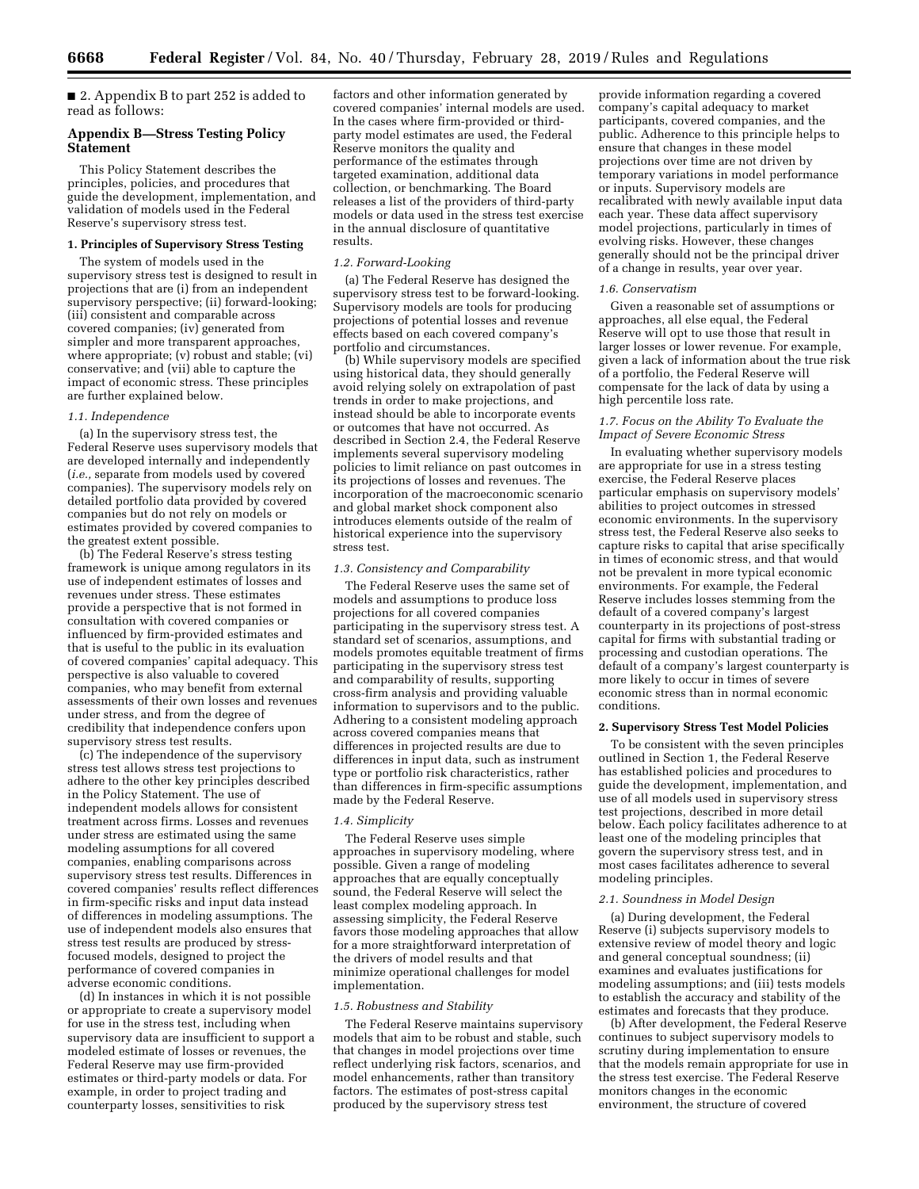■ 2. Appendix B to part 252 is added to read as follows:

## Appendix B—Stress Testing Policy Statement

This Policy Statement describes the principles, policies, and procedures that guide the development, implementation, and validation of models used in the Federal Reserve's supervisory stress test.

### 1. Principles of Supervisory Stress Testing

The system of models used in the supervisory stress test is designed to result in projections that are (i) from an independent supervisory perspective; (ii) forward-looking; (iii) consistent and comparable across covered companies; (iv) generated from simpler and more transparent approaches, where appropriate; (v) robust and stable; (vi) conservative; and (vii) able to capture the impact of economic stress. These principles are further explained below.

#### *1.1. Independence*

(a) In the supervisory stress test, the Federal Reserve uses supervisory models that are developed internally and independently (*i.e.,* separate from models used by covered companies). The supervisory models rely on detailed portfolio data provided by covered companies but do not rely on models or estimates provided by covered companies to the greatest extent possible.

(b) The Federal Reserve's stress testing framework is unique among regulators in its use of independent estimates of losses and revenues under stress. These estimates provide a perspective that is not formed in consultation with covered companies or influenced by firm-provided estimates and that is useful to the public in its evaluation of covered companies' capital adequacy. This perspective is also valuable to covered companies, who may benefit from external assessments of their own losses and revenues under stress, and from the degree of credibility that independence confers upon supervisory stress test results.

(c) The independence of the supervisory stress test allows stress test projections to adhere to the other key principles described in the Policy Statement. The use of independent models allows for consistent treatment across firms. Losses and revenues under stress are estimated using the same modeling assumptions for all covered companies, enabling comparisons across supervisory stress test results. Differences in covered companies' results reflect differences in firm-specific risks and input data instead of differences in modeling assumptions. The use of independent models also ensures that stress test results are produced by stress-focused models, designed to project the performance of covered companies in adverse economic conditions.

(d) In instances in which it is not possible or appropriate to create a supervisory model for use in the stress test, including when supervisory data are insufficient to support a modeled estimate of losses or revenues, the Federal Reserve may use firm-provided estimates or third-party models or data. For example, in order to project trading and counterparty losses, sensitivities to risk factors and other information generated by covered companies' internal models are used. In the cases where firm-provided or third-party model estimates are used, the Federal Reserve monitors the quality and performance of the estimates through targeted examination, additional data collection, or benchmarking. The Board releases a list of the providers of third-party models or data used in the stress test exercise in the annual disclosure of quantitative results.

#### *1.2. Forward-Looking*

(a) The Federal Reserve has designed the supervisory stress test to be forward-looking. Supervisory models are tools for producing projections of potential losses and revenue effects based on each covered company's portfolio and circumstances.

(b) While supervisory models are specified using historical data, they should generally avoid relying solely on extrapolation of past trends in order to make projections, and instead should be able to incorporate events or outcomes that have not occurred. As described in Section 2.4, the Federal Reserve implements several supervisory modeling policies to limit reliance on past outcomes in its projections of losses and revenues. The incorporation of the macroeconomic scenario and global market shock component also introduces elements outside of the realm of historical experience into the supervisory stress test.

#### *1.3. Consistency and Comparability*

The Federal Reserve uses the same set of models and assumptions to produce loss projections for all covered companies participating in the supervisory stress test. A standard set of scenarios, assumptions, and models promotes equitable treatment of firms participating in the supervisory stress test and comparability of results, supporting cross-firm analysis and providing valuable information to supervisors and to the public. Adhering to a consistent modeling approach across covered companies means that differences in projected results are due to differences in input data, such as instrument type or portfolio risk characteristics, rather than differences in firm-specific assumptions made by the Federal Reserve.

#### *1.4. Simplicity*

The Federal Reserve uses simple approaches in supervisory modeling, where possible. Given a range of modeling approaches that are equally conceptually sound, the Federal Reserve will select the least complex modeling approach. In assessing simplicity, the Federal Reserve favors those modeling approaches that allow for a more straightforward interpretation of the drivers of model results and that minimize operational challenges for model implementation.

#### *1.5. Robustness and Stability*

The Federal Reserve maintains supervisory models that aim to be robust and stable, such that changes in model projections over time reflect underlying risk factors, scenarios, and model enhancements, rather than transitory factors. The estimates of post-stress capital produced by the supervisory stress test provide information regarding a covered company's capital adequacy to market participants, covered companies, and the public. Adherence to this principle helps to ensure that changes in these model projections over time are not driven by temporary variations in model performance or inputs. Supervisory models are recalibrated with newly available input data each year. These data affect supervisory model projections, particularly in times of evolving risks. However, these changes generally should not be the principal driver of a change in results, year over year.

#### *1.6. Conservatism*

Given a reasonable set of assumptions or approaches, all else equal, the Federal Reserve will opt to use those that result in larger losses or lower revenue. For example, given a lack of information about the true risk of a portfolio, the Federal Reserve will compensate for the lack of data by using a high percentile loss rate.

#### *1.7. Focus on the Ability To Evaluate the Impact of Severe Economic Stress*

In evaluating whether supervisory models are appropriate for use in a stress testing exercise, the Federal Reserve places particular emphasis on supervisory models' abilities to project outcomes in stressed economic environments. In the supervisory stress test, the Federal Reserve also seeks to capture risks to capital that arise specifically in times of economic stress, and that would not be prevalent in more typical economic environments. For example, the Federal Reserve includes losses stemming from the default of a covered company's largest counterparty in its projections of post-stress capital for firms with substantial trading or processing and custodian operations. The default of a company's largest counterparty is more likely to occur in times of severe economic stress than in normal economic conditions.

### 2. Supervisory Stress Test Model Policies

To be consistent with the seven principles outlined in Section 1, the Federal Reserve has established policies and procedures to guide the development, implementation, and use of all models used in supervisory stress test projections, described in more detail below. Each policy facilitates adherence to at least one of the modeling principles that govern the supervisory stress test, and in most cases facilitates adherence to several modeling principles.

#### *2.1. Soundness in Model Design*

(a) During development, the Federal Reserve (i) subjects supervisory models to extensive review of model theory and logic and general conceptual soundness; (ii) examines and evaluates justifications for modeling assumptions; and (iii) tests models to establish the accuracy and stability of the estimates and forecasts that they produce.

(b) After development, the Federal Reserve continues to subject supervisory models to scrutiny during implementation to ensure that the models remain appropriate for use in the stress test exercise. The Federal Reserve monitors changes in the economic environment, the structure of covered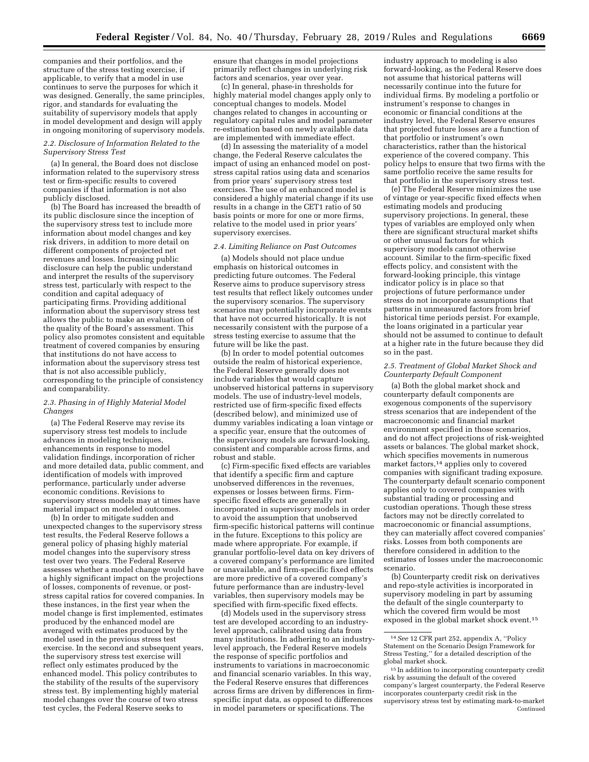companies and their portfolios, and the structure of the stress testing exercise, if applicable, to verify that a model in use continues to serve the purposes for which it was designed. Generally, the same principles, rigor, and standards for evaluating the suitability of supervisory models that apply in model development and design will apply in ongoing monitoring of supervisory models.

*2.2. Disclosure of Information Related to the Supervisory Stress Test*

(a) In general, the Board does not disclose information related to the supervisory stress test or firm-specific results to covered companies if that information is not also publicly disclosed.

(b) The Board has increased the breadth of its public disclosure since the inception of the supervisory stress test to include more information about model changes and key risk drivers, in addition to more detail on different components of projected net revenues and losses. Increasing public disclosure can help the public understand and interpret the results of the supervisory stress test, particularly with respect to the condition and capital adequacy of participating firms. Providing additional information about the supervisory stress test allows the public to make an evaluation of the quality of the Board's assessment. This policy also promotes consistent and equitable treatment of covered companies by ensuring that institutions do not have access to information about the supervisory stress test that is not also accessible publicly, corresponding to the principle of consistency and comparability.

*2.3. Phasing in of Highly Material Model Changes*

(a) The Federal Reserve may revise its supervisory stress test models to include advances in modeling techniques, enhancements in response to model validation findings, incorporation of richer and more detailed data, public comment, and identification of models with improved performance, particularly under adverse economic conditions. Revisions to supervisory stress models may at times have material impact on modeled outcomes.

(b) In order to mitigate sudden and unexpected changes to the supervisory stress test results, the Federal Reserve follows a general policy of phasing highly material model changes into the supervisory stress test over two years. The Federal Reserve assesses whether a model change would have a highly significant impact on the projections of losses, components of revenue, or post-stress capital ratios for covered companies. In these instances, in the first year when the model change is first implemented, estimates produced by the enhanced model are averaged with estimates produced by the model used in the previous stress test exercise. In the second and subsequent years, the supervisory stress test exercise will reflect only estimates produced by the enhanced model. This policy contributes to the stability of the results of the supervisory stress test. By implementing highly material model changes over the course of two stress test cycles, the Federal Reserve seeks to ensure that changes in model projections primarily reflect changes in underlying risk factors and scenarios, year over year.

(c) In general, phase-in thresholds for highly material model changes apply only to conceptual changes to models. Model changes related to changes in accounting or regulatory capital rules and model parameter re-estimation based on newly available data are implemented with immediate effect.

(d) In assessing the materiality of a model change, the Federal Reserve calculates the impact of using an enhanced model on post-stress capital ratios using data and scenarios from prior years' supervisory stress test exercises. The use of an enhanced model is considered a highly material change if its use results in a change in the CET1 ratio of 50 basis points or more for one or more firms, relative to the model used in prior years' supervisory exercises.

*2.4. Limiting Reliance on Past Outcomes*

(a) Models should not place undue emphasis on historical outcomes in predicting future outcomes. The Federal Reserve aims to produce supervisory stress test results that reflect likely outcomes under the supervisory scenarios. The supervisory scenarios may potentially incorporate events that have not occurred historically. It is not necessarily consistent with the purpose of a stress testing exercise to assume that the future will be like the past.

(b) In order to model potential outcomes outside the realm of historical experience, the Federal Reserve generally does not include variables that would capture unobserved historical patterns in supervisory models. The use of industry-level models, restricted use of firm-specific fixed effects (described below), and minimized use of dummy variables indicating a loan vintage or a specific year, ensure that the outcomes of the supervisory models are forward-looking, consistent and comparable across firms, and robust and stable.

(c) Firm-specific fixed effects are variables that identify a specific firm and capture unobserved differences in the revenues, expenses or losses between firms. Firm-specific fixed effects are generally not incorporated in supervisory models in order to avoid the assumption that unobserved firm-specific historical patterns will continue in the future. Exceptions to this policy are made where appropriate. For example, if granular portfolio-level data on key drivers of a covered company's performance are limited or unavailable, and firm-specific fixed effects are more predictive of a covered company's future performance than are industry-level variables, then supervisory models may be specified with firm-specific fixed effects.

(d) Models used in the supervisory stress test are developed according to an industry-level approach, calibrated using data from many institutions. In adhering to an industry-level approach, the Federal Reserve models the response of specific portfolios and instruments to variations in macroeconomic and financial scenario variables. In this way, the Federal Reserve ensures that differences across firms are driven by differences in firm-specific input data, as opposed to differences in model parameters or specifications. The industry approach to modeling is also forward-looking, as the Federal Reserve does not assume that historical patterns will necessarily continue into the future for individual firms. By modeling a portfolio or instrument's response to changes in economic or financial conditions at the industry level, the Federal Reserve ensures that projected future losses are a function of that portfolio or instrument's own characteristics, rather than the historical experience of the covered company. This policy helps to ensure that two firms with the same portfolio receive the same results for that portfolio in the supervisory stress test.

(e) The Federal Reserve minimizes the use of vintage or year-specific fixed effects when estimating models and producing supervisory projections. In general, these types of variables are employed only when there are significant structural market shifts or other unusual factors for which supervisory models cannot otherwise account. Similar to the firm-specific fixed effects policy, and consistent with the forward-looking principle, this vintage indicator policy is in place so that projections of future performance under stress do not incorporate assumptions that patterns in unmeasured factors from brief historical time periods persist. For example, the loans originated in a particular year should not be assumed to continue to default at a higher rate in the future because they did so in the past.

*2.5. Treatment of Global Market Shock and Counterparty Default Component*

(a) Both the global market shock and counterparty default components are exogenous components of the supervisory stress scenarios that are independent of the macroeconomic and financial market environment specified in those scenarios, and do not affect projections of risk-weighted assets or balances. The global market shock, which specifies movements in numerous market factors,[14] applies only to covered companies with significant trading exposure. The counterparty default scenario component applies only to covered companies with substantial trading or processing and custodian operations. Though these stress factors may not be directly correlated to macroeconomic or financial assumptions, they can materially affect covered companies' risks. Losses from both components are therefore considered in addition to the estimates of losses under the macroeconomic scenario.

(b) Counterparty credit risk on derivatives and repo-style activities is incorporated in supervisory modeling in part by assuming the default of the single counterparty to which the covered firm would be most exposed in the global market shock event.[15]

---

[14] *See* 12 CFR part 252, appendix A, "Policy Statement on the Scenario Design Framework for Stress Testing," for a detailed description of the global market shock.

[15] In addition to incorporating counterparty credit risk by assuming the default of the covered company's largest counterparty, the Federal Reserve incorporates counterparty credit risk in the supervisory stress test by estimating mark-to-market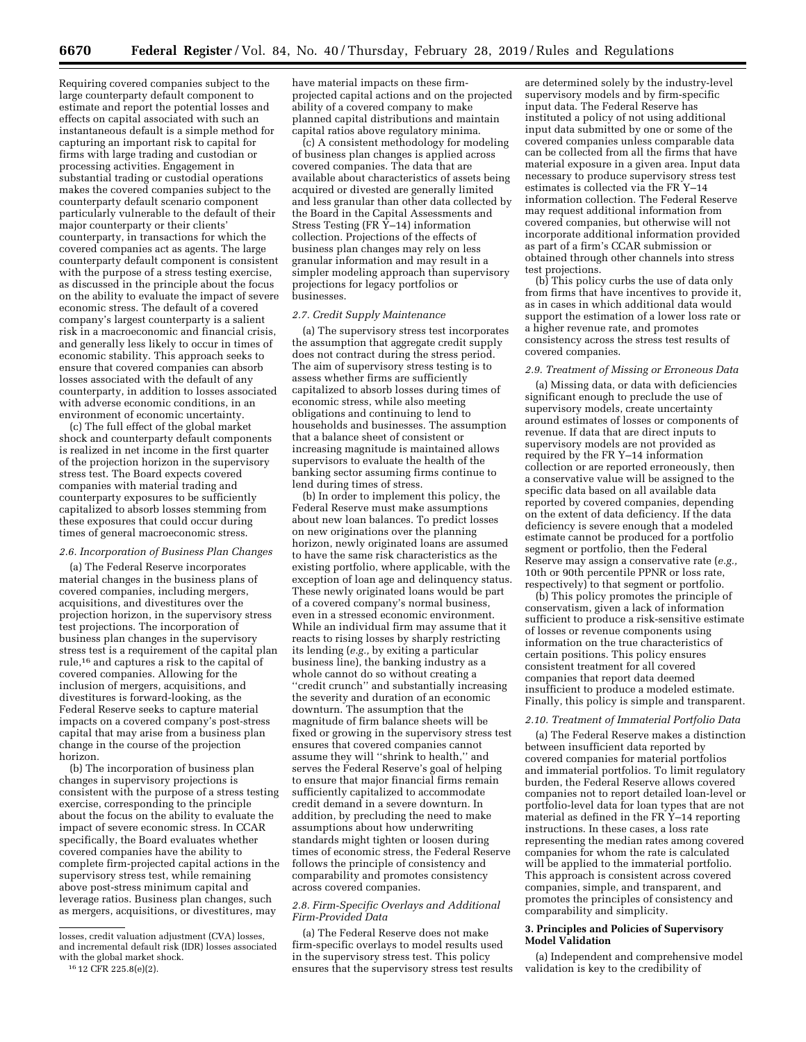Requiring covered companies subject to the large counterparty default component to estimate and report the potential losses and effects on capital associated with such an instantaneous default is a simple method for capturing an important risk to capital for firms with large trading and custodian or processing activities. Engagement in substantial trading or custodial operations makes the covered companies subject to the counterparty default scenario component particularly vulnerable to the default of their major counterparty or their clients' counterparty, in transactions for which the covered companies act as agents. The large counterparty default component is consistent with the purpose of a stress testing exercise, as discussed in the principle about the focus on the ability to evaluate the impact of severe economic stress. The default of a covered company's largest counterparty is a salient risk in a macroeconomic and financial crisis, and generally less likely to occur in times of economic stability. This approach seeks to ensure that covered companies can absorb losses associated with the default of any counterparty, in addition to losses associated with adverse economic conditions, in an environment of economic uncertainty.

(c) The full effect of the global market shock and counterparty default components is realized in net income in the first quarter of the projection horizon in the supervisory stress test. The Board expects covered companies with material trading and counterparty exposures to be sufficiently capitalized to absorb losses stemming from these exposures that could occur during times of general macroeconomic stress.

*2.6. Incorporation of Business Plan Changes*

(a) The Federal Reserve incorporates material changes in the business plans of covered companies, including mergers, acquisitions, and divestitures over the projection horizon, in the supervisory stress test projections. The incorporation of business plan changes in the supervisory stress test is a requirement of the capital plan rule,[16] and captures a risk to the capital of covered companies. Allowing for the inclusion of mergers, acquisitions, and divestitures is forward-looking, as the Federal Reserve seeks to capture material impacts on a covered company's post-stress capital that may arise from a business plan change in the course of the projection horizon.

(b) The incorporation of business plan changes in supervisory projections is consistent with the purpose of a stress testing exercise, corresponding to the principle about the focus on the ability to evaluate the impact of severe economic stress. In CCAR specifically, the Board evaluates whether covered companies have the ability to complete firm-projected capital actions in the supervisory stress test, while remaining above post-stress minimum capital and leverage ratios. Business plan changes, such as mergers, acquisitions, or divestitures, may have material impacts on these firm-projected capital actions and on the projected ability of a covered company to make planned capital distributions and maintain capital ratios above regulatory minima.

(c) A consistent methodology for modeling of business plan changes is applied across covered companies. The data that are available about characteristics of assets being acquired or divested are generally limited and less granular than other data collected by the Board in the Capital Assessments and Stress Testing (FR Y–14) information collection. Projections of the effects of business plan changes may rely on less granular information and may result in a simpler modeling approach than supervisory projections for legacy portfolios or businesses.

*2.7. Credit Supply Maintenance*

(a) The supervisory stress test incorporates the assumption that aggregate credit supply does not contract during the stress period. The aim of supervisory stress testing is to assess whether firms are sufficiently capitalized to absorb losses during times of economic stress, while also meeting obligations and continuing to lend to households and businesses. The assumption that a balance sheet of consistent or increasing magnitude is maintained allows supervisors to evaluate the health of the banking sector assuming firms continue to lend during times of stress.

(b) In order to implement this policy, the Federal Reserve must make assumptions about new loan balances. To predict losses on new originations over the planning horizon, newly originated loans are assumed to have the same risk characteristics as the existing portfolio, where applicable, with the exception of loan age and delinquency status. These newly originated loans would be part of a covered company's normal business, even in a stressed economic environment. While an individual firm may assume that it reacts to rising losses by sharply restricting its lending (*e.g.,* by exiting a particular business line), the banking industry as a whole cannot do so without creating a ''credit crunch'' and substantially increasing the severity and duration of an economic downturn. The assumption that the magnitude of firm balance sheets will be fixed or growing in the supervisory stress test ensures that covered companies cannot assume they will ''shrink to health,'' and serves the Federal Reserve's goal of helping to ensure that major financial firms remain sufficiently capitalized to accommodate credit demand in a severe downturn. In addition, by precluding the need to make assumptions about how underwriting standards might tighten or loosen during times of economic stress, the Federal Reserve follows the principle of consistency and comparability and promotes consistency across covered companies.

*2.8. Firm-Specific Overlays and Additional Firm-Provided Data*

(a) The Federal Reserve does not make firm-specific overlays to model results used in the supervisory stress test. This policy ensures that the supervisory stress test results are determined solely by the industry-level supervisory models and by firm-specific input data. The Federal Reserve has instituted a policy of not using additional input data submitted by one or some of the covered companies unless comparable data can be collected from all the firms that have material exposure in a given area. Input data necessary to produce supervisory stress test estimates is collected via the FR Y–14 information collection. The Federal Reserve may request additional information from covered companies, but otherwise will not incorporate additional information provided as part of a firm's CCAR submission or obtained through other channels into stress test projections.

(b) This policy curbs the use of data only from firms that have incentives to provide it, as in cases in which additional data would support the estimation of a lower loss rate or a higher revenue rate, and promotes consistency across the stress test results of covered companies.

*2.9. Treatment of Missing or Erroneous Data*

(a) Missing data, or data with deficiencies significant enough to preclude the use of supervisory models, create uncertainty around estimates of losses or components of revenue. If data that are direct inputs to supervisory models are not provided as required by the FR Y–14 information collection or are reported erroneously, then a conservative value will be assigned to the specific data based on all available data reported by covered companies, depending on the extent of data deficiency. If the data deficiency is severe enough that a modeled estimate cannot be produced for a portfolio segment or portfolio, then the Federal Reserve may assign a conservative rate (*e.g.,* 10th or 90th percentile PPNR or loss rate, respectively) to that segment or portfolio.

(b) This policy promotes the principle of conservatism, given a lack of information sufficient to produce a risk-sensitive estimate of losses or revenue components using information on the true characteristics of certain positions. This policy ensures consistent treatment for all covered companies that report data deemed insufficient to produce a modeled estimate. Finally, this policy is simple and transparent.

*2.10. Treatment of Immaterial Portfolio Data*

(a) The Federal Reserve makes a distinction between insufficient data reported by covered companies for material portfolios and immaterial portfolios. To limit regulatory burden, the Federal Reserve allows covered companies not to report detailed loan-level or portfolio-level data for loan types that are not material as defined in the FR Y–14 reporting instructions. In these cases, a loss rate representing the median rates among covered companies for whom the rate is calculated will be applied to the immaterial portfolio. This approach is consistent across covered companies, simple, and transparent, and promotes the principles of consistency and comparability and simplicity.

**3. Principles and Policies of Supervisory Model Validation**

(a) Independent and comprehensive model validation is key to the credibility of

---

losses, credit valuation adjustment (CVA) losses, and incremental default risk (IDR) losses associated with the global market shock.

[16] 12 CFR 225.8(e)(2).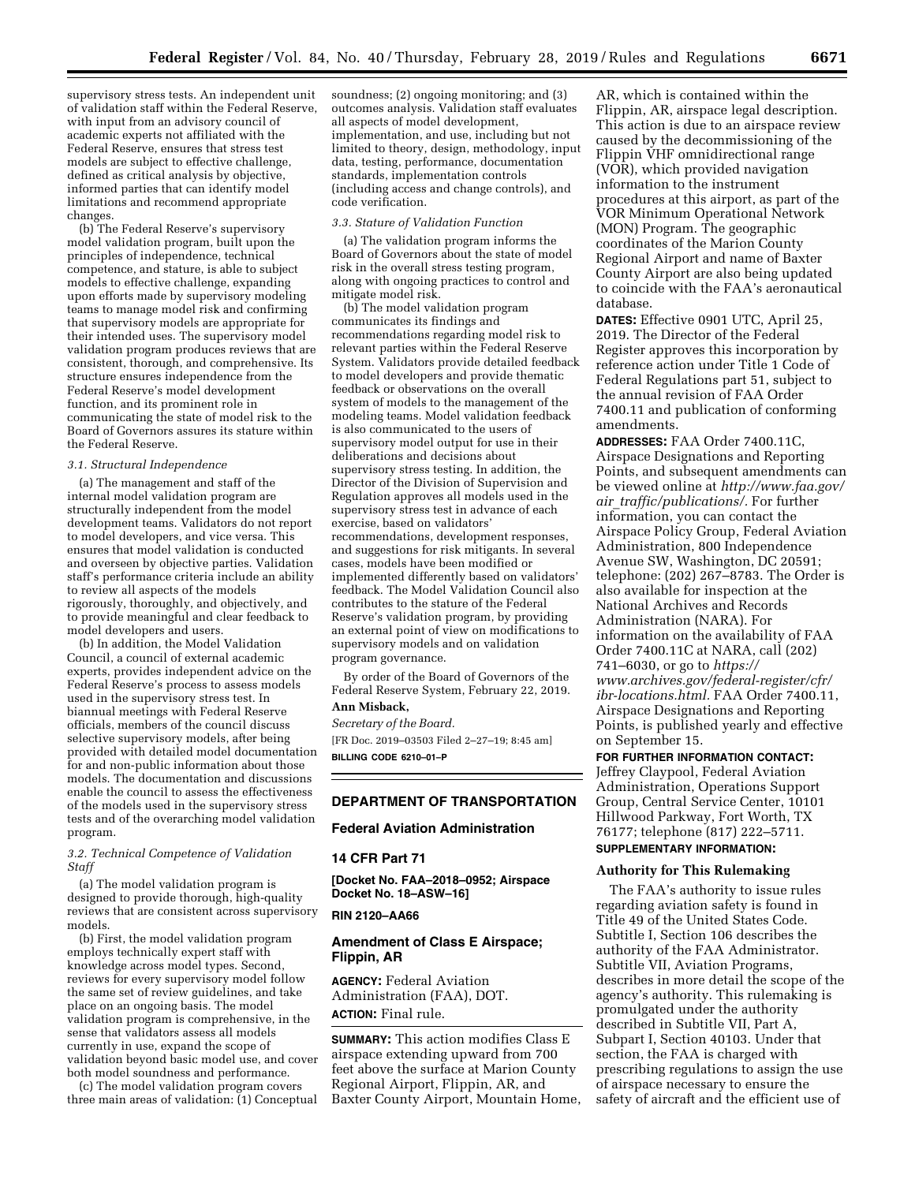supervisory stress tests. An independent unit of validation staff within the Federal Reserve, with input from an advisory council of academic experts not affiliated with the Federal Reserve, ensures that stress test models are subject to effective challenge, defined as critical analysis by objective, informed parties that can identify model limitations and recommend appropriate changes.

(b) The Federal Reserve's supervisory model validation program, built upon the principles of independence, technical competence, and stature, is able to subject models to effective challenge, expanding upon efforts made by supervisory modeling teams to manage model risk and confirming that supervisory models are appropriate for their intended uses. The supervisory model validation program produces reviews that are consistent, thorough, and comprehensive. Its structure ensures independence from the Federal Reserve's model development function, and its prominent role in communicating the state of model risk to the Board of Governors assures its stature within the Federal Reserve.

*3.1. Structural Independence*

(a) The management and staff of the internal model validation program are structurally independent from the model development teams. Validators do not report to model developers, and vice versa. This ensures that model validation is conducted and overseen by objective parties. Validation staff's performance criteria include an ability to review all aspects of the models rigorously, thoroughly, and objectively, and to provide meaningful and clear feedback to model developers and users.

(b) In addition, the Model Validation Council, a council of external academic experts, provides independent advice on the Federal Reserve's process to assess models used in the supervisory stress test. In biannual meetings with Federal Reserve officials, members of the council discuss selective supervisory models, after being provided with detailed model documentation for and non-public information about those models. The documentation and discussions enable the council to assess the effectiveness of the models used in the supervisory stress tests and of the overarching model validation program.

*3.2. Technical Competence of Validation Staff*

(a) The model validation program is designed to provide thorough, high-quality reviews that are consistent across supervisory models.

(b) First, the model validation program employs technically expert staff with knowledge across model types. Second, reviews for every supervisory model follow the same set of review guidelines, and take place on an ongoing basis. The model validation program is comprehensive, in the sense that validators assess all models currently in use, expand the scope of validation beyond basic model use, and cover both model soundness and performance.

(c) The model validation program covers three main areas of validation: (1) Conceptual soundness; (2) ongoing monitoring; and (3) outcomes analysis. Validation staff evaluates all aspects of model development, implementation, and use, including but not limited to theory, design, methodology, input data, testing, performance, documentation standards, implementation controls (including access and change controls), and code verification.

*3.3. Stature of Validation Function*

(a) The validation program informs the Board of Governors about the state of model risk in the overall stress testing program, along with ongoing practices to control and mitigate model risk.

(b) The model validation program communicates its findings and recommendations regarding model risk to relevant parties within the Federal Reserve System. Validators provide detailed feedback to model developers and provide thematic feedback or observations on the overall system of models to the management of the modeling teams. Model validation feedback is also communicated to the users of supervisory model output for use in their deliberations and decisions about supervisory stress testing. In addition, the Director of the Division of Supervision and Regulation approves all models used in the supervisory stress test in advance of each exercise, based on validators' recommendations, development responses, and suggestions for risk mitigants. In several cases, models have been modified or implemented differently based on validators' feedback. The Model Validation Council also contributes to the stature of the Federal Reserve's validation program, by providing an external point of view on modifications to supervisory models and on validation program governance.

By order of the Board of Governors of the Federal Reserve System, February 22, 2019.

**Ann Misback,**

*Secretary of the Board.*

[FR Doc. 2019–03503 Filed 2–27–19; 8:45 am]

**BILLING CODE 6210–01–P**

## DEPARTMENT OF TRANSPORTATION

### Federal Aviation Administration

### 14 CFR Part 71

**[Docket No. FAA–2018–0952; Airspace Docket No. 18–ASW–16]**

**RIN 2120–AA66**

### Amendment of Class E Airspace; Flippin, AR

**AGENCY:** Federal Aviation Administration (FAA), DOT.

**ACTION:** Final rule.

**SUMMARY:** This action modifies Class E airspace extending upward from 700 feet above the surface at Marion County Regional Airport, Flippin, AR, and Baxter County Airport, Mountain Home, AR, which is contained within the Flippin, AR, airspace legal description. This action is due to an airspace review caused by the decommissioning of the Flippin VHF omnidirectional range (VOR), which provided navigation information to the instrument procedures at this airport, as part of the VOR Minimum Operational Network (MON) Program. The geographic coordinates of the Marion County Regional Airport and name of Baxter County Airport are also being updated to coincide with the FAA's aeronautical database.

**DATES:** Effective 0901 UTC, April 25, 2019. The Director of the Federal Register approves this incorporation by reference action under Title 1 Code of Federal Regulations part 51, subject to the annual revision of FAA Order 7400.11 and publication of conforming amendments.

**ADDRESSES:** FAA Order 7400.11C, Airspace Designations and Reporting Points, and subsequent amendments can be viewed online at *http://www.faa.gov/air_traffic/publications/*. For further information, you can contact the Airspace Policy Group, Federal Aviation Administration, 800 Independence Avenue SW, Washington, DC 20591; telephone: (202) 267–8783. The Order is also available for inspection at the National Archives and Records Administration (NARA). For information on the availability of FAA Order 7400.11C at NARA, call (202) 741–6030, or go to *https://www.archives.gov/federal-register/cfr/ibr-locations.html*. FAA Order 7400.11, Airspace Designations and Reporting Points, is published yearly and effective on September 15.

**FOR FURTHER INFORMATION CONTACT:** Jeffrey Claypool, Federal Aviation Administration, Operations Support Group, Central Service Center, 10101 Hillwood Parkway, Fort Worth, TX 76177; telephone (817) 222–5711.

**SUPPLEMENTARY INFORMATION:**

#### Authority for This Rulemaking

The FAA's authority to issue rules regarding aviation safety is found in Title 49 of the United States Code. Subtitle I, Section 106 describes the authority of the FAA Administrator. Subtitle VII, Aviation Programs, describes in more detail the scope of the agency's authority. This rulemaking is promulgated under the authority described in Subtitle VII, Part A, Subpart I, Section 40103. Under that section, the FAA is charged with prescribing regulations to assign the use of airspace necessary to ensure the safety of aircraft and the efficient use of